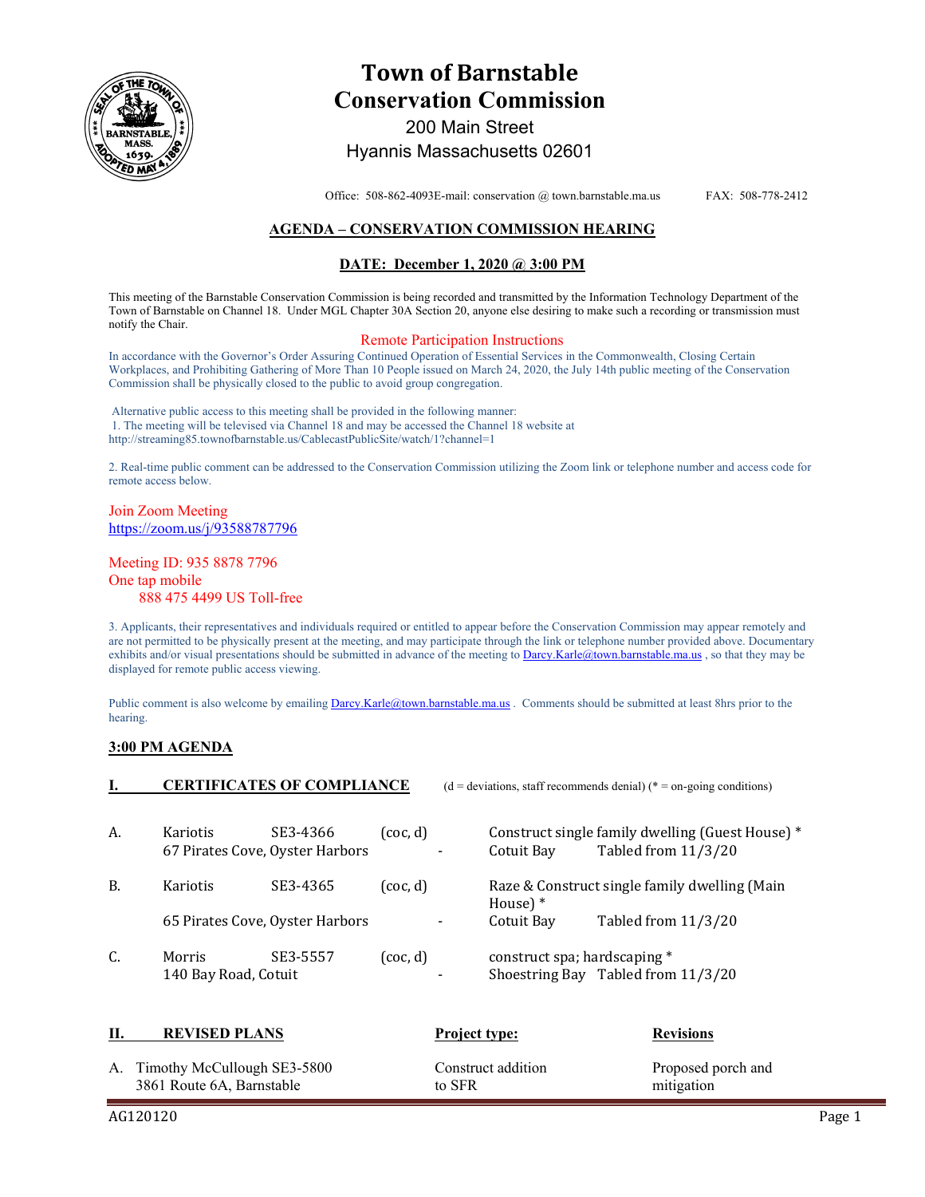# Town of Barnstable
# Conservation Commission

200 Main Street
Hyannis Massachusetts 02601

Office: 508-862-4093E-mail: conservation @ town.barnstable.ma.us FAX: 508-778-2412

## AGENDA – CONSERVATION COMMISSION HEARING

### DATE: December 1, 2020 @ 3:00 PM

This meeting of the Barnstable Conservation Commission is being recorded and transmitted by the Information Technology Department of the Town of Barnstable on Channel 18. Under MGL Chapter 30A Section 20, anyone else desiring to make such a recording or transmission must notify the Chair.

Remote Participation Instructions

In accordance with the Governor's Order Assuring Continued Operation of Essential Services in the Commonwealth, Closing Certain Workplaces, and Prohibiting Gathering of More Than 10 People issued on March 24, 2020, the July 14th public meeting of the Conservation Commission shall be physically closed to the public to avoid group congregation.

Alternative public access to this meeting shall be provided in the following manner:
1. The meeting will be televised via Channel 18 and may be accessed the Channel 18 website at http://streaming85.townofbarnstable.us/CablecastPublicSite/watch/1?channel=1

2. Real-time public comment can be addressed to the Conservation Commission utilizing the Zoom link or telephone number and access code for remote access below.

Join Zoom Meeting
https://zoom.us/j/93588787796

Meeting ID: 935 8878 7796
One tap mobile
888 475 4499 US Toll-free

3. Applicants, their representatives and individuals required or entitled to appear before the Conservation Commission may appear remotely and are not permitted to be physically present at the meeting, and may participate through the link or telephone number provided above. Documentary exhibits and/or visual presentations should be submitted in advance of the meeting to Darcy.Karle@town.barnstable.ma.us , so that they may be displayed for remote public access viewing.

Public comment is also welcome by emailing Darcy.Karle@town.barnstable.ma.us . Comments should be submitted at least 8hrs prior to the hearing.

## 3:00 PM AGENDA

### I. CERTIFICATES OF COMPLIANCE

(d = deviations, staff recommends denial) (* = on-going conditions)

| | | | | | | |
|---|---|---|---|---|---|---|
| A. | Kariotis | SE3-4366 | (coc, d) | | Construct single family dwelling (Guest House) * | |
| | 67 Pirates Cove, Oyster Harbors | | | - | Cotuit Bay | Tabled from 11/3/20 |
| B. | Kariotis | SE3-4365 | (coc, d) | | Raze & Construct single family dwelling (Main House) * | |
| | 65 Pirates Cove, Oyster Harbors | | | - | Cotuit Bay | Tabled from 11/3/20 |
| C. | Morris | SE3-5557 | (coc, d) | | construct spa; hardscaping * | |
| | 140 Bay Road, Cotuit | | | - | Shoestring Bay | Tabled from 11/3/20 |

### II. REVISED PLANS

| | Project type: | Revisions |
|---|---|---|
| A. Timothy McCullough SE3-5800<br>3861 Route 6A, Barnstable | Construct addition to SFR | Proposed porch and mitigation |

AG120120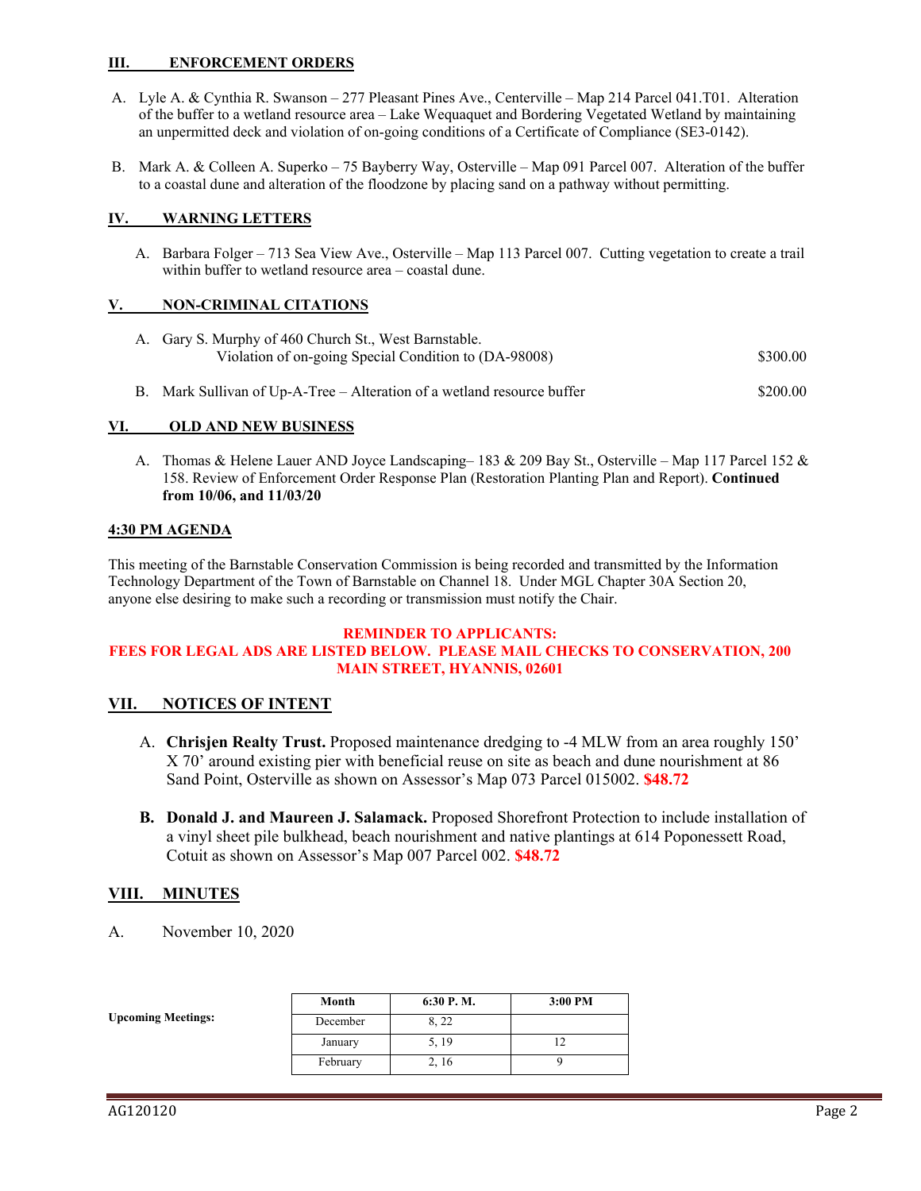## III. ENFORCEMENT ORDERS

A. Lyle A. & Cynthia R. Swanson – 277 Pleasant Pines Ave., Centerville – Map 214 Parcel 041.T01. Alteration of the buffer to a wetland resource area – Lake Wequaquet and Bordering Vegetated Wetland by maintaining an unpermitted deck and violation of on-going conditions of a Certificate of Compliance (SE3-0142).

B. Mark A. & Colleen A. Superko – 75 Bayberry Way, Osterville – Map 091 Parcel 007. Alteration of the buffer to a coastal dune and alteration of the floodzone by placing sand on a pathway without permitting.

## IV. WARNING LETTERS

A. Barbara Folger – 713 Sea View Ave., Osterville – Map 113 Parcel 007. Cutting vegetation to create a trail within buffer to wetland resource area – coastal dune.

## V. NON-CRIMINAL CITATIONS

A. Gary S. Murphy of 460 Church St., West Barnstable.
Violation of on-going Special Condition to (DA-98008) $300.00

B. Mark Sullivan of Up-A-Tree – Alteration of a wetland resource buffer $200.00

## VI. OLD AND NEW BUSINESS

A. Thomas & Helene Lauer AND Joyce Landscaping– 183 & 209 Bay St., Osterville – Map 117 Parcel 152 & 158. Review of Enforcement Order Response Plan (Restoration Planting Plan and Report). **Continued from 10/06, and 11/03/20**

## 4:30 PM AGENDA

This meeting of the Barnstable Conservation Commission is being recorded and transmitted by the Information Technology Department of the Town of Barnstable on Channel 18. Under MGL Chapter 30A Section 20, anyone else desiring to make such a recording or transmission must notify the Chair.

**REMINDER TO APPLICANTS:**
**FEES FOR LEGAL ADS ARE LISTED BELOW. PLEASE MAIL CHECKS TO CONSERVATION, 200 MAIN STREET, HYANNIS, 02601**

## VII. NOTICES OF INTENT

A. **Chrisjen Realty Trust.** Proposed maintenance dredging to -4 MLW from an area roughly 150' X 70' around existing pier with beneficial reuse on site as beach and dune nourishment at 86 Sand Point, Osterville as shown on Assessor's Map 073 Parcel 015002. **$48.72**

**B. Donald J. and Maureen J. Salamack.** Proposed Shorefront Protection to include installation of a vinyl sheet pile bulkhead, beach nourishment and native plantings at 614 Poponessett Road, Cotuit as shown on Assessor's Map 007 Parcel 002. **$48.72**

## VIII. MINUTES

A. November 10, 2020

**Upcoming Meetings:**

| Month | 6:30 P. M. | 3:00 PM |
|---|---|---|
| December | 8, 22 | |
| January | 5, 19 | 12 |
| February | 2, 16 | 9 |

AG120120